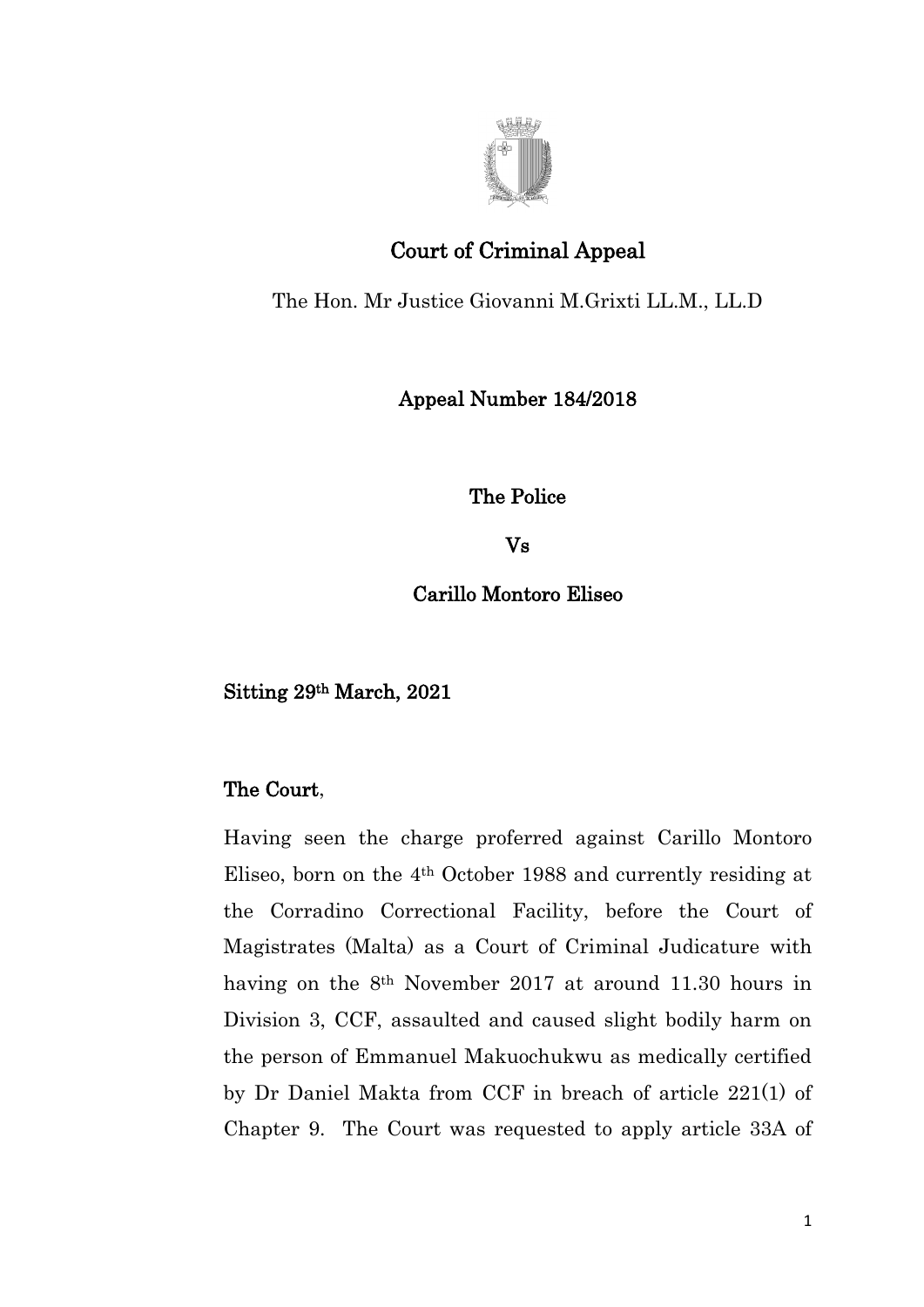# Court of Criminal Appeal

The Hon. Mr Justice Giovanni M.Grixti LL.M., LL.D

## Appeal Number 184/2018

**The Police**

**Vs**

**Carillo Montoro Eliseo**

**Sitting 29th March, 2021**

**The Court**,

Having seen the charge proferred against Carillo Montoro Eliseo, born on the 4th October 1988 and currently residing at the Corradino Correctional Facility, before the Court of Magistrates (Malta) as a Court of Criminal Judicature with having on the 8th November 2017 at around 11.30 hours in Division 3, CCF, assaulted and caused slight bodily harm on the person of Emmanuel Makuochukwu as medically certified by Dr Daniel Makta from CCF in breach of article 221(1) of Chapter 9. The Court was requested to apply article 33A of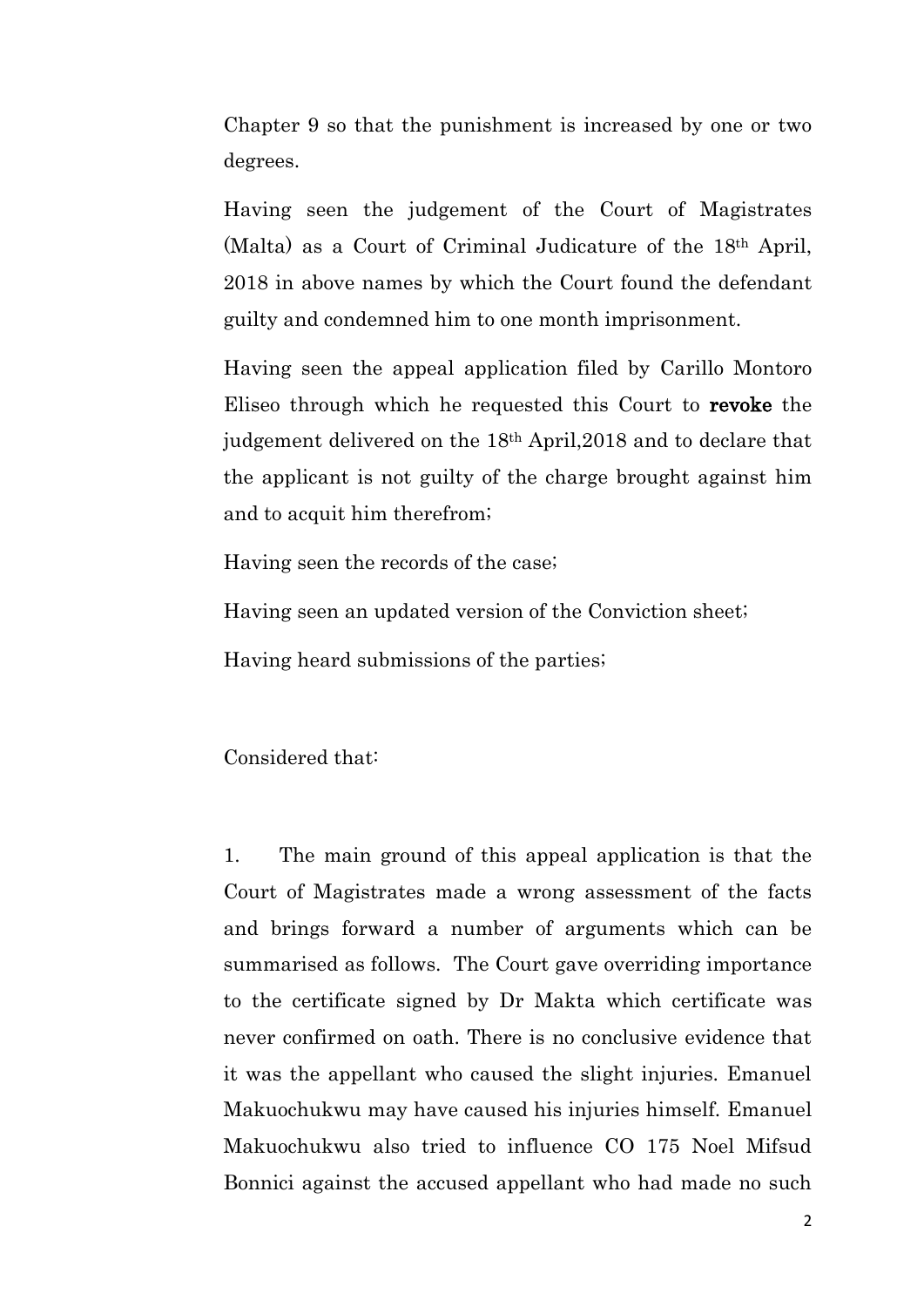Chapter 9 so that the punishment is increased by one or two degrees.

Having seen the judgement of the Court of Magistrates (Malta) as a Court of Criminal Judicature of the 18th April, 2018 in above names by which the Court found the defendant guilty and condemned him to one month imprisonment.

Having seen the appeal application filed by Carillo Montoro Eliseo through which he requested this Court to **revoke** the judgement delivered on the 18th April,2018 and to declare that the applicant is not guilty of the charge brought against him and to acquit him therefrom;

Having seen the records of the case;

Having seen an updated version of the Conviction sheet;

Having heard submissions of the parties;

Considered that:

1. The main ground of this appeal application is that the Court of Magistrates made a wrong assessment of the facts and brings forward a number of arguments which can be summarised as follows. The Court gave overriding importance to the certificate signed by Dr Makta which certificate was never confirmed on oath. There is no conclusive evidence that it was the appellant who caused the slight injuries. Emanuel Makuochukwu may have caused his injuries himself. Emanuel Makuochukwu also tried to influence CO 175 Noel Mifsud Bonnici against the accused appellant who had made no such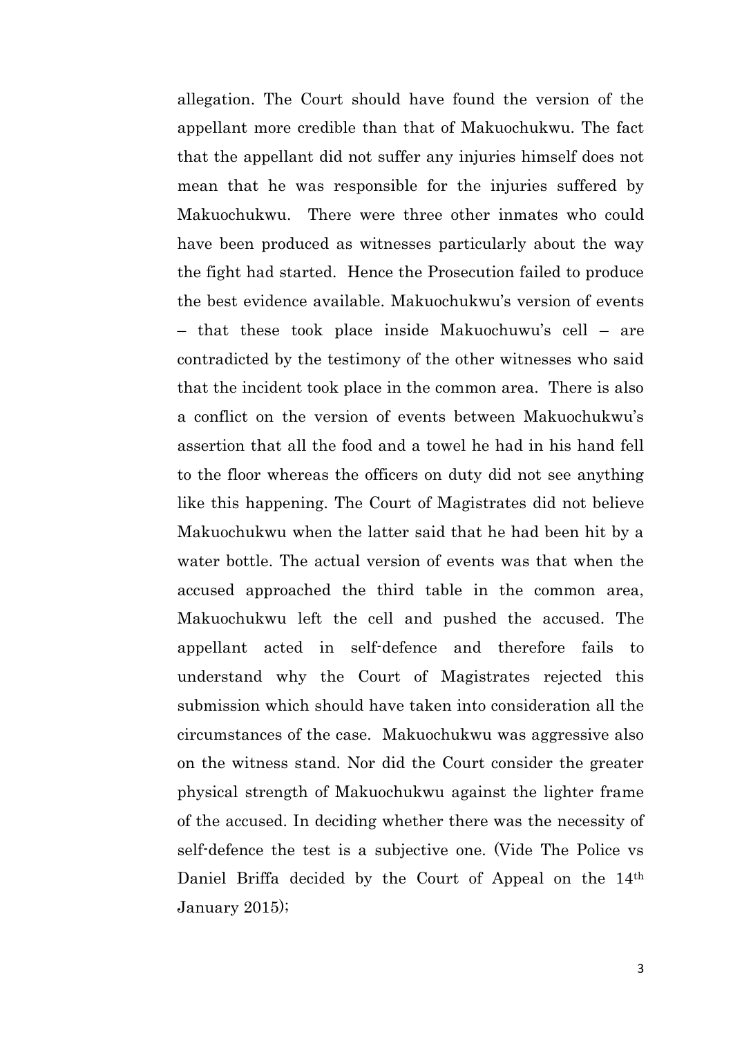allegation. The Court should have found the version of the appellant more credible than that of Makuochukwu. The fact that the appellant did not suffer any injuries himself does not mean that he was responsible for the injuries suffered by Makuochukwu. There were three other inmates who could have been produced as witnesses particularly about the way the fight had started. Hence the Prosecution failed to produce the best evidence available. Makuochukwu's version of events – that these took place inside Makuochuwu's cell – are contradicted by the testimony of the other witnesses who said that the incident took place in the common area. There is also a conflict on the version of events between Makuochukwu's assertion that all the food and a towel he had in his hand fell to the floor whereas the officers on duty did not see anything like this happening. The Court of Magistrates did not believe Makuochukwu when the latter said that he had been hit by a water bottle. The actual version of events was that when the accused approached the third table in the common area, Makuochukwu left the cell and pushed the accused. The appellant acted in self-defence and therefore fails to understand why the Court of Magistrates rejected this submission which should have taken into consideration all the circumstances of the case. Makuochukwu was aggressive also on the witness stand. Nor did the Court consider the greater physical strength of Makuochukwu against the lighter frame of the accused. In deciding whether there was the necessity of self-defence the test is a subjective one. (Vide The Police vs Daniel Briffa decided by the Court of Appeal on the 14th January 2015);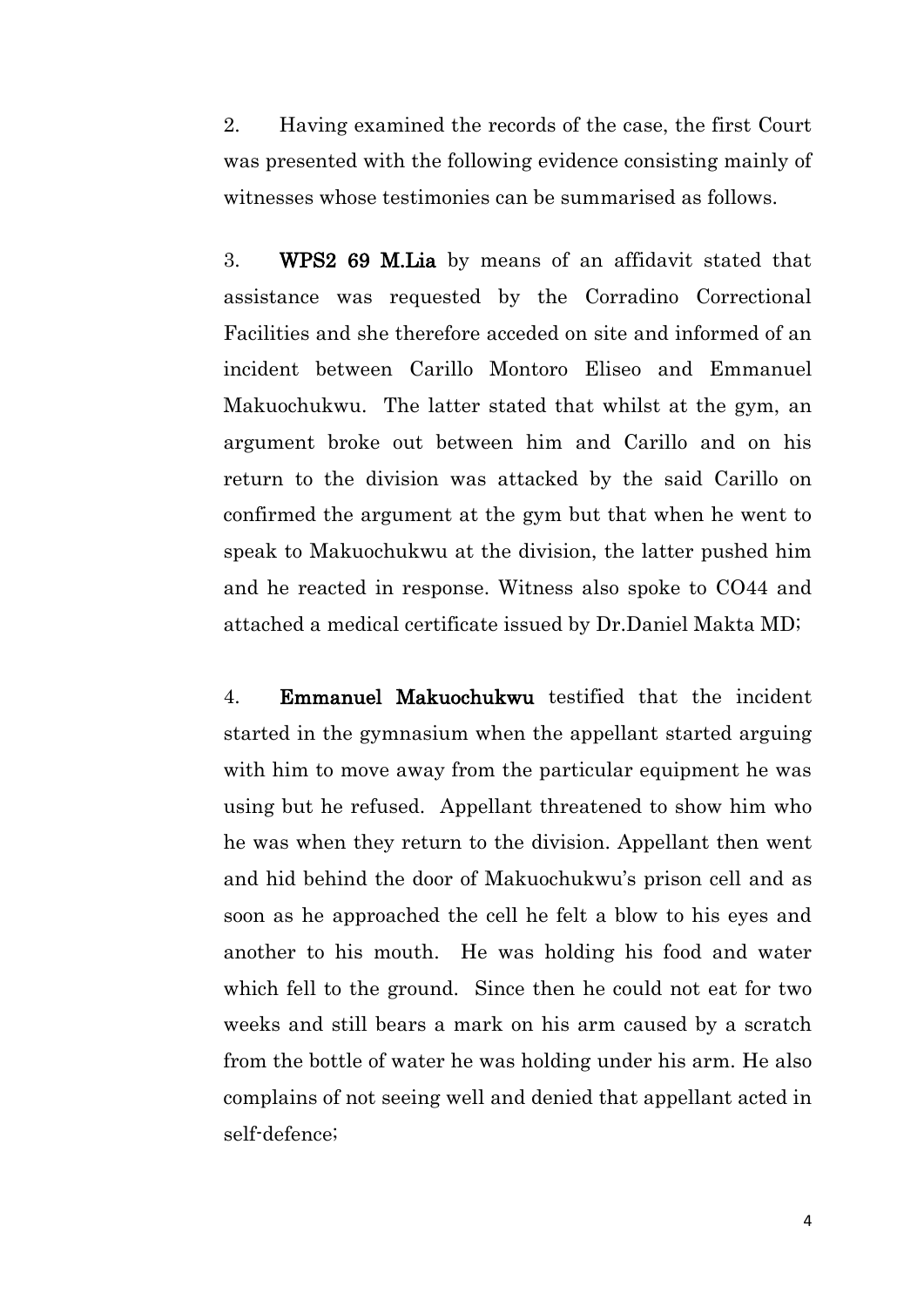2. Having examined the records of the case, the first Court was presented with the following evidence consisting mainly of witnesses whose testimonies can be summarised as follows.

3. **WPS2 69 M.Lia** by means of an affidavit stated that assistance was requested by the Corradino Correctional Facilities and she therefore acceded on site and informed of an incident between Carillo Montoro Eliseo and Emmanuel Makuochukwu. The latter stated that whilst at the gym, an argument broke out between him and Carillo and on his return to the division was attacked by the said Carillo on confirmed the argument at the gym but that when he went to speak to Makuochukwu at the division, the latter pushed him and he reacted in response. Witness also spoke to CO44 and attached a medical certificate issued by Dr.Daniel Makta MD;

4. **Emmanuel Makuochukwu** testified that the incident started in the gymnasium when the appellant started arguing with him to move away from the particular equipment he was using but he refused. Appellant threatened to show him who he was when they return to the division. Appellant then went and hid behind the door of Makuochukwu's prison cell and as soon as he approached the cell he felt a blow to his eyes and another to his mouth. He was holding his food and water which fell to the ground. Since then he could not eat for two weeks and still bears a mark on his arm caused by a scratch from the bottle of water he was holding under his arm. He also complains of not seeing well and denied that appellant acted in self-defence;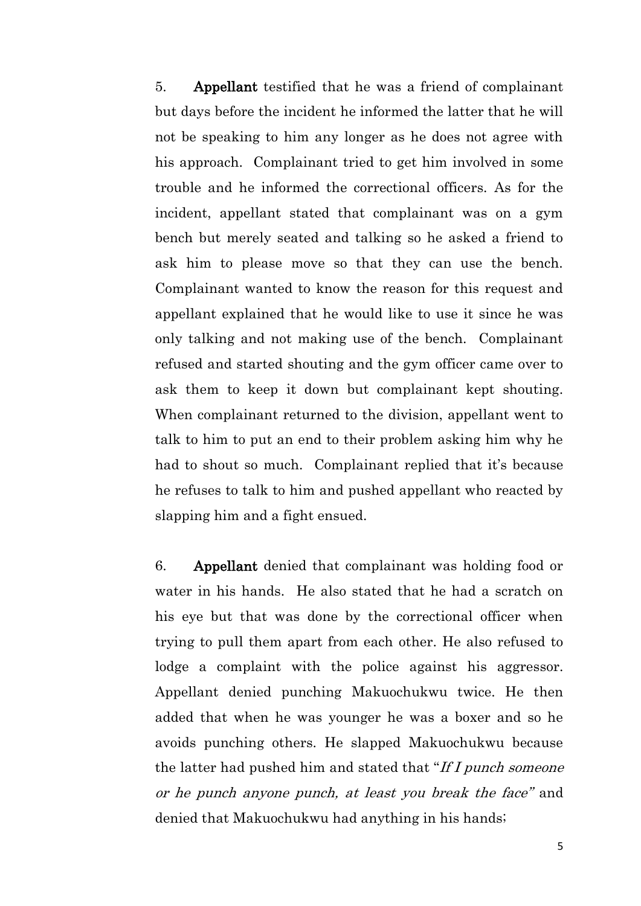5. **Appellant** testified that he was a friend of complainant but days before the incident he informed the latter that he will not be speaking to him any longer as he does not agree with his approach. Complainant tried to get him involved in some trouble and he informed the correctional officers. As for the incident, appellant stated that complainant was on a gym bench but merely seated and talking so he asked a friend to ask him to please move so that they can use the bench. Complainant wanted to know the reason for this request and appellant explained that he would like to use it since he was only talking and not making use of the bench. Complainant refused and started shouting and the gym officer came over to ask them to keep it down but complainant kept shouting. When complainant returned to the division, appellant went to talk to him to put an end to their problem asking him why he had to shout so much. Complainant replied that it's because he refuses to talk to him and pushed appellant who reacted by slapping him and a fight ensued.

6. **Appellant** denied that complainant was holding food or water in his hands. He also stated that he had a scratch on his eye but that was done by the correctional officer when trying to pull them apart from each other. He also refused to lodge a complaint with the police against his aggressor. Appellant denied punching Makuochukwu twice. He then added that when he was younger he was a boxer and so he avoids punching others. He slapped Makuochukwu because the latter had pushed him and stated that "*If I punch someone or he punch anyone punch, at least you break the face*" and denied that Makuochukwu had anything in his hands;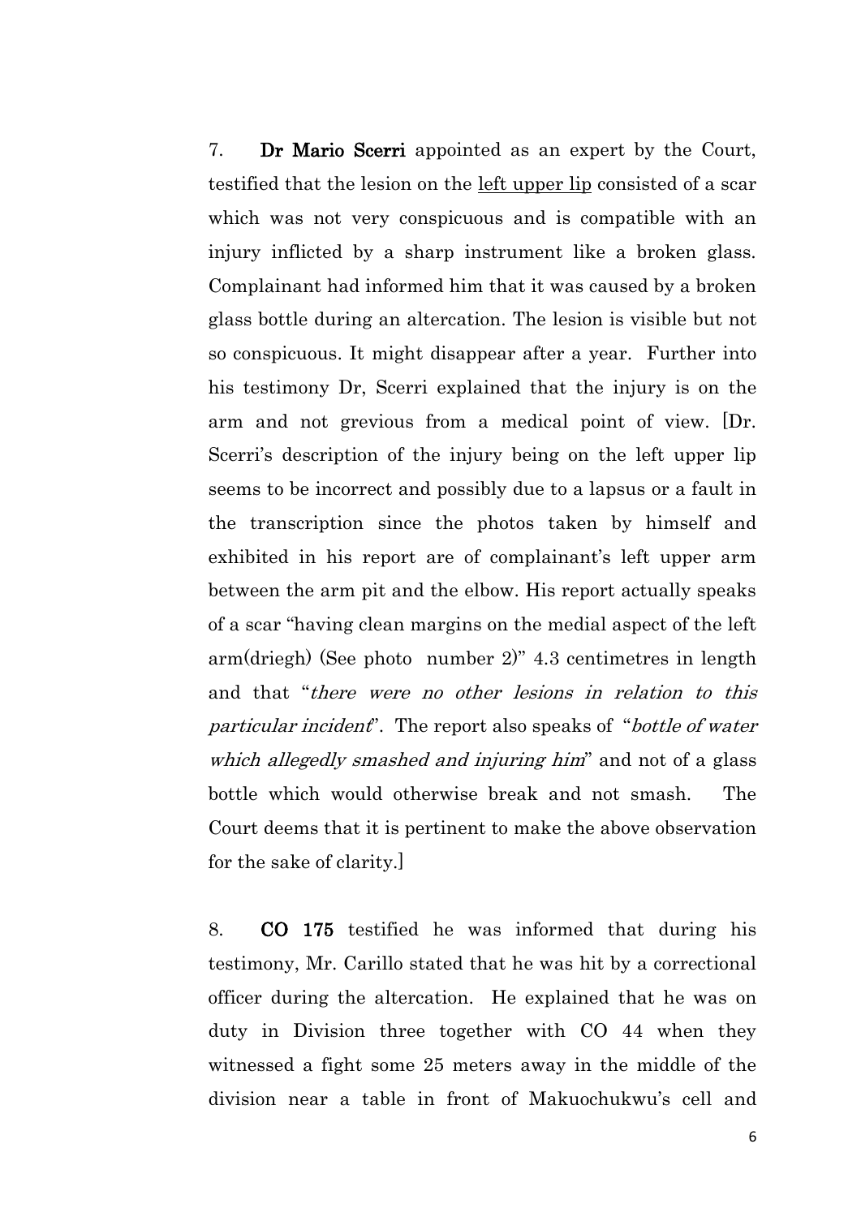7. **Dr Mario Scerri** appointed as an expert by the Court, testified that the lesion on the left upper lip consisted of a scar which was not very conspicuous and is compatible with an injury inflicted by a sharp instrument like a broken glass. Complainant had informed him that it was caused by a broken glass bottle during an altercation. The lesion is visible but not so conspicuous. It might disappear after a year. Further into his testimony Dr, Scerri explained that the injury is on the arm and not grevious from a medical point of view. [Dr. Scerri's description of the injury being on the left upper lip seems to be incorrect and possibly due to a lapsus or a fault in the transcription since the photos taken by himself and exhibited in his report are of complainant's left upper arm between the arm pit and the elbow. His report actually speaks of a scar "having clean margins on the medial aspect of the left arm(driegh) (See photo number 2)" 4.3 centimetres in length and that "*there were no other lesions in relation to this particular incident*". The report also speaks of "*bottle of water which allegedly smashed and injuring him*" and not of a glass bottle which would otherwise break and not smash. The Court deems that it is pertinent to make the above observation for the sake of clarity.]

8. **CO 175** testified he was informed that during his testimony, Mr. Carillo stated that he was hit by a correctional officer during the altercation. He explained that he was on duty in Division three together with CO 44 when they witnessed a fight some 25 meters away in the middle of the division near a table in front of Makuochukwu's cell and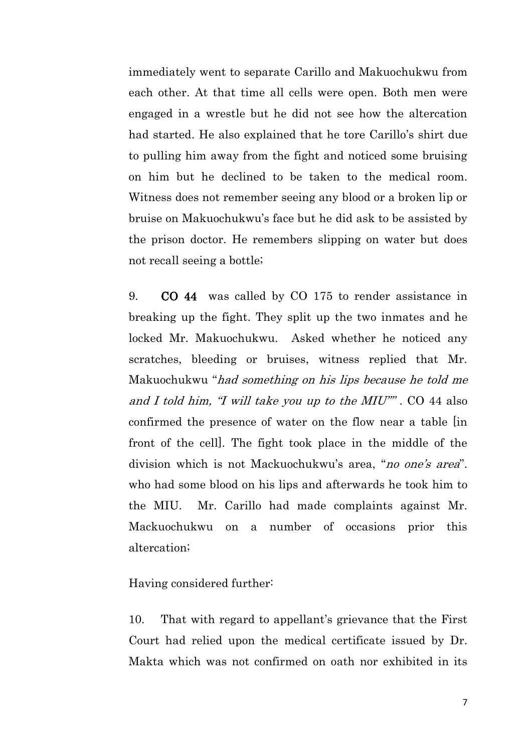immediately went to separate Carillo and Makuochukwu from each other. At that time all cells were open. Both men were engaged in a wrestle but he did not see how the altercation had started. He also explained that he tore Carillo's shirt due to pulling him away from the fight and noticed some bruising on him but he declined to be taken to the medical room. Witness does not remember seeing any blood or a broken lip or bruise on Makuochukwu's face but he did ask to be assisted by the prison doctor. He remembers slipping on water but does not recall seeing a bottle;

9. **CO 44** was called by CO 175 to render assistance in breaking up the fight. They split up the two inmates and he locked Mr. Makuochukwu. Asked whether he noticed any scratches, bleeding or bruises, witness replied that Mr. Makuochukwu "*had something on his lips because he told me and I told him, "I will take you up to the MIU""* . CO 44 also confirmed the presence of water on the flow near a table [in front of the cell]. The fight took place in the middle of the division which is not Mackuochukwu's area, "*no one's area*". who had some blood on his lips and afterwards he took him to the MIU. Mr. Carillo had made complaints against Mr. Mackuochukwu on a number of occasions prior this altercation;

Having considered further:

10. That with regard to appellant's grievance that the First Court had relied upon the medical certificate issued by Dr. Makta which was not confirmed on oath nor exhibited in its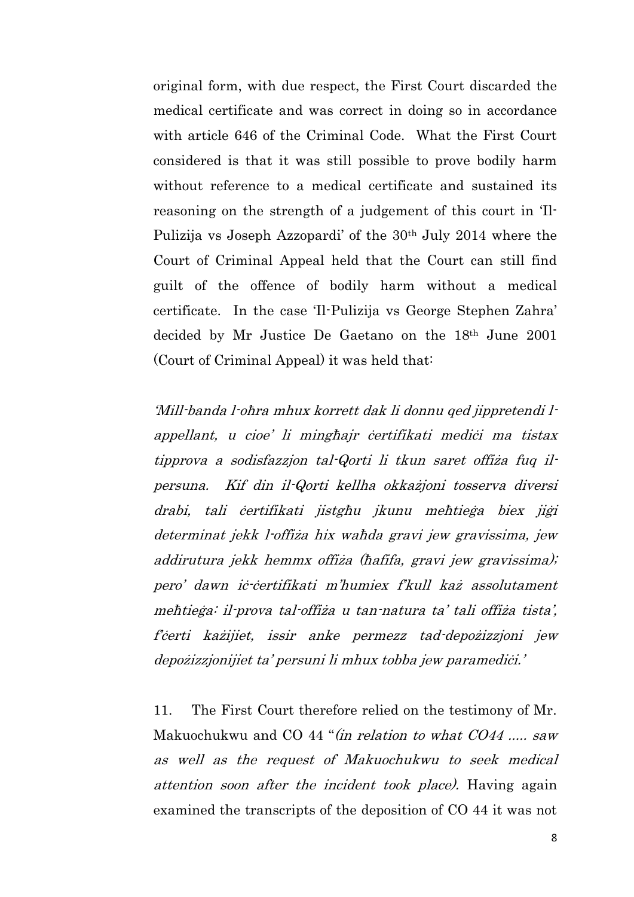original form, with due respect, the First Court discarded the medical certificate and was correct in doing so in accordance with article 646 of the Criminal Code. What the First Court considered is that it was still possible to prove bodily harm without reference to a medical certificate and sustained its reasoning on the strength of a judgement of this court in 'Il-Pulizija vs Joseph Azzopardi' of the 30th July 2014 where the Court of Criminal Appeal held that the Court can still find guilt of the offence of bodily harm without a medical certificate. In the case 'Il-Pulizija vs George Stephen Zahra' decided by Mr Justice De Gaetano on the 18th June 2001 (Court of Criminal Appeal) it was held that:

*'Mill-banda l-oħra mhux korrett dak li donnu qed jippretendi l-appellant, u cioe' li mingħajr ċertifikati mediċi ma tistax tipprova a sodisfazzjon tal-Qorti li tkun saret offiża fuq il-persuna. Kif din il-Qorti kellha okkażjoni tosserva diversi drabi, tali ċertifikati jistgħu jkunu meħtieġa biex jiġi determinat jekk l-offiża hix waħda gravi jew gravissima, jew addirutura jekk hemmx offiża (ħafifa, gravi jew gravissima); pero' dawn iċ-ċertifikati m'humiex f'kull każ assolutament meħtieġa: il-prova tal-offiża u tan-natura ta' tali offiża tista', f'ċerti każijiet, issir anke permezz tad-depożizzjoni jew depożizzjonijiet ta' persuni li mhux tobba jew paramediċi.'*

11. The First Court therefore relied on the testimony of Mr. Makuochukwu and CO 44 "*(in relation to what CO44 ..... saw as well as the request of Makuochukwu to seek medical attention soon after the incident took place).* Having again examined the transcripts of the deposition of CO 44 it was not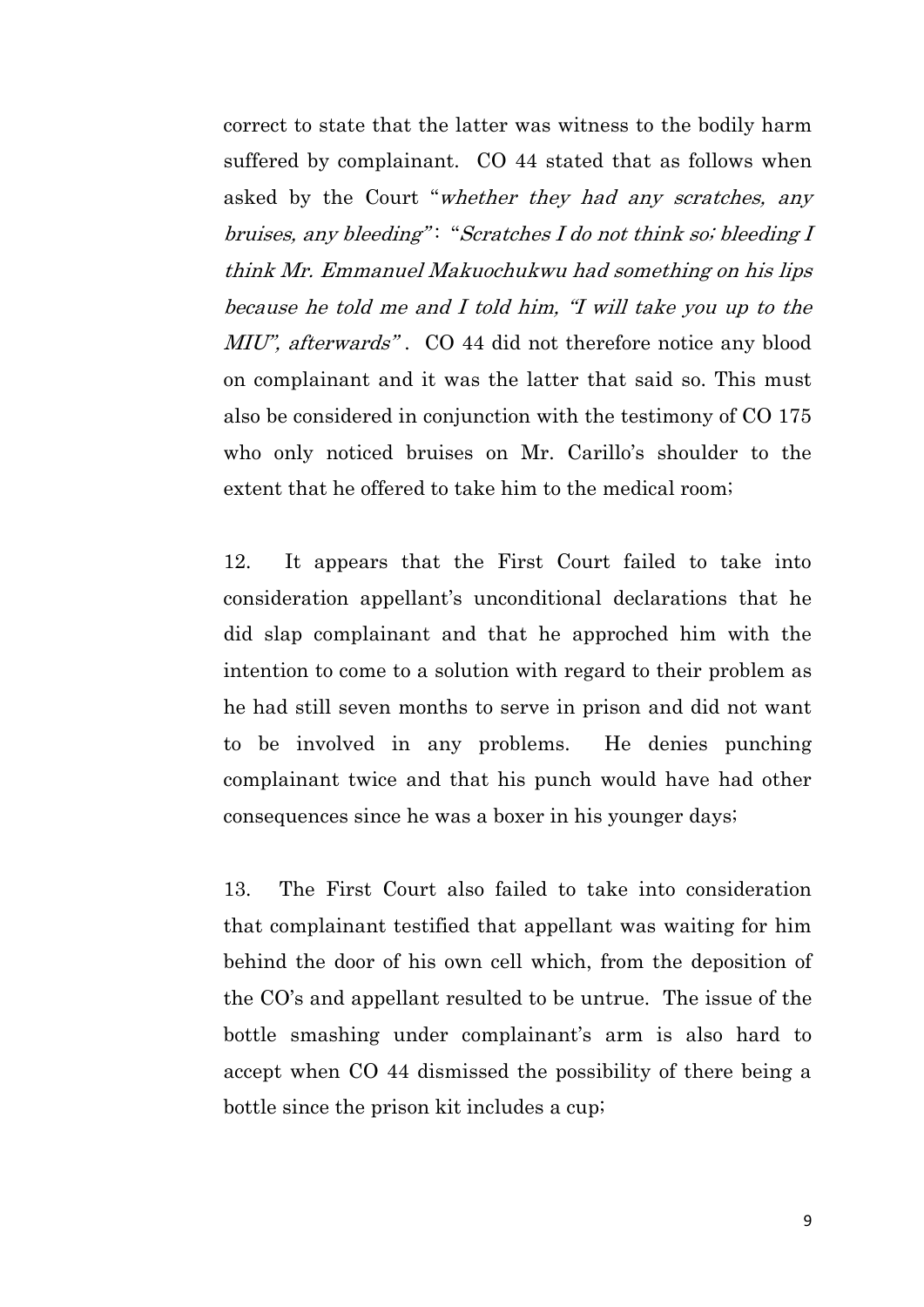correct to state that the latter was witness to the bodily harm suffered by complainant. CO 44 stated that as follows when asked by the Court "*whether they had any scratches, any bruises, any bleeding*": "*Scratches I do not think so; bleeding I think Mr. Emmanuel Makuochukwu had something on his lips because he told me and I told him, "I will take you up to the MIU", afterwards*". CO 44 did not therefore notice any blood on complainant and it was the latter that said so. This must also be considered in conjunction with the testimony of CO 175 who only noticed bruises on Mr. Carillo's shoulder to the extent that he offered to take him to the medical room;

12. It appears that the First Court failed to take into consideration appellant's unconditional declarations that he did slap complainant and that he approched him with the intention to come to a solution with regard to their problem as he had still seven months to serve in prison and did not want to be involved in any problems. He denies punching complainant twice and that his punch would have had other consequences since he was a boxer in his younger days;

13. The First Court also failed to take into consideration that complainant testified that appellant was waiting for him behind the door of his own cell which, from the deposition of the CO's and appellant resulted to be untrue. The issue of the bottle smashing under complainant's arm is also hard to accept when CO 44 dismissed the possibility of there being a bottle since the prison kit includes a cup;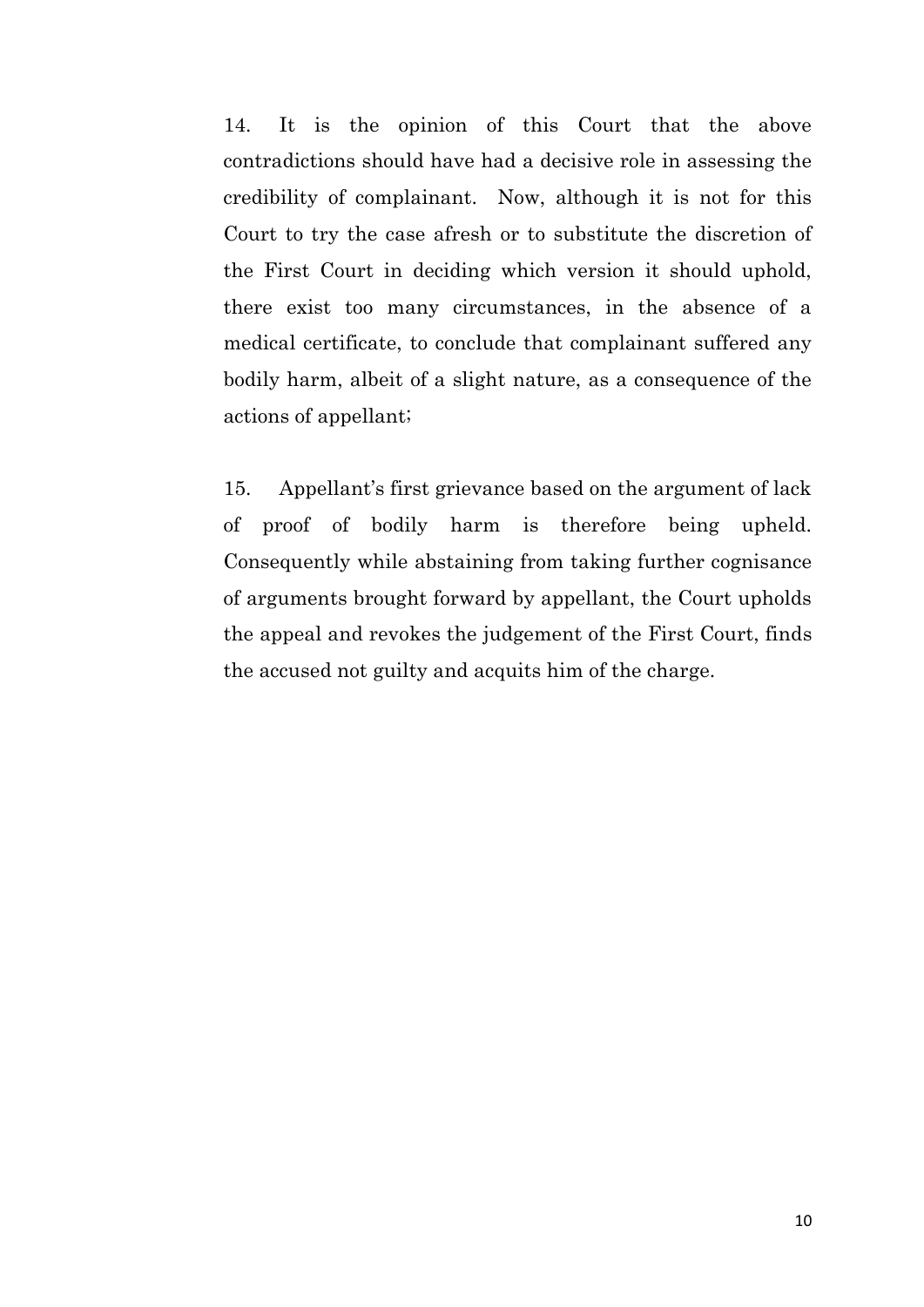14. It is the opinion of this Court that the above contradictions should have had a decisive role in assessing the credibility of complainant. Now, although it is not for this Court to try the case afresh or to substitute the discretion of the First Court in deciding which version it should uphold, there exist too many circumstances, in the absence of a medical certificate, to conclude that complainant suffered any bodily harm, albeit of a slight nature, as a consequence of the actions of appellant;

15. Appellant's first grievance based on the argument of lack of proof of bodily harm is therefore being upheld. Consequently while abstaining from taking further cognisance of arguments brought forward by appellant, the Court upholds the appeal and revokes the judgement of the First Court, finds the accused not guilty and acquits him of the charge.